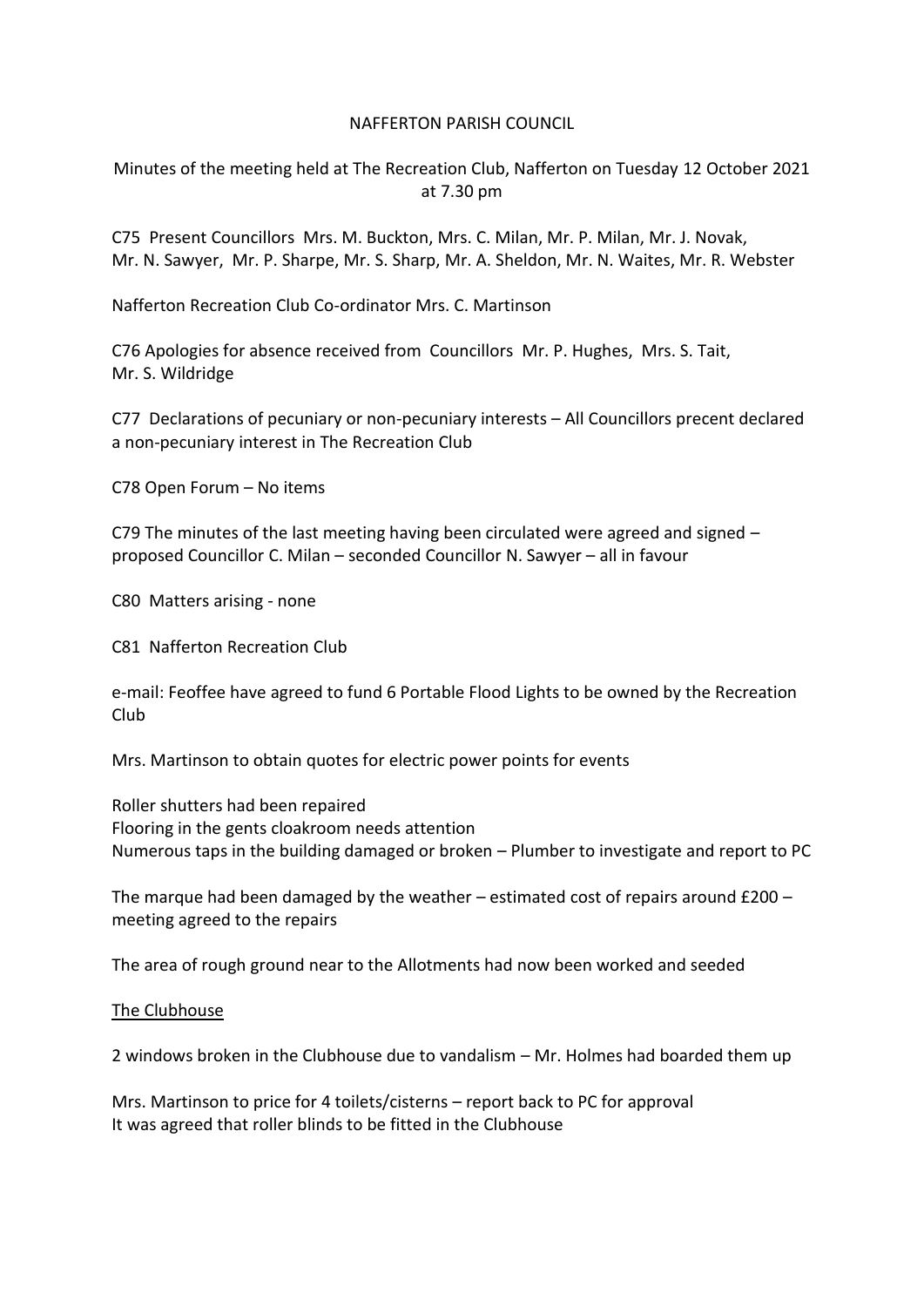NAFFERTON PARISH COUNCIL

Minutes of the meeting held at The Recreation Club, Nafferton on Tuesday 12 October 2021 at 7.30 pm

C75 Present Councillors Mrs. M. Buckton, Mrs. C. Milan, Mr. P. Milan, Mr. J. Novak, Mr. N. Sawyer, Mr. P. Sharpe, Mr. S. Sharp, Mr. A. Sheldon, Mr. N. Waites, Mr. R. Webster

Nafferton Recreation Club Co-ordinator Mrs. C. Martinson

C76 Apologies for absence received from Councillors Mr. P. Hughes, Mrs. S. Tait, Mr. S. Wildridge

C77 Declarations of pecuniary or non-pecuniary interests – All Councillors precent declared a non-pecuniary interest in The Recreation Club

C78 Open Forum – No items

C79 The minutes of the last meeting having been circulated were agreed and signed – proposed Councillor C. Milan – seconded Councillor N. Sawyer – all in favour

C80 Matters arising - none

C81 Nafferton Recreation Club

e-mail: Feoffee have agreed to fund 6 Portable Flood Lights to be owned by the Recreation Club

Mrs. Martinson to obtain quotes for electric power points for events

Roller shutters had been repaired
Flooring in the gents cloakroom needs attention
Numerous taps in the building damaged or broken – Plumber to investigate and report to PC

The marque had been damaged by the weather – estimated cost of repairs around £200 – meeting agreed to the repairs

The area of rough ground near to the Allotments had now been worked and seeded

<u>The Clubhouse</u>

2 windows broken in the Clubhouse due to vandalism – Mr. Holmes had boarded them up

Mrs. Martinson to price for 4 toilets/cisterns – report back to PC for approval
It was agreed that roller blinds to be fitted in the Clubhouse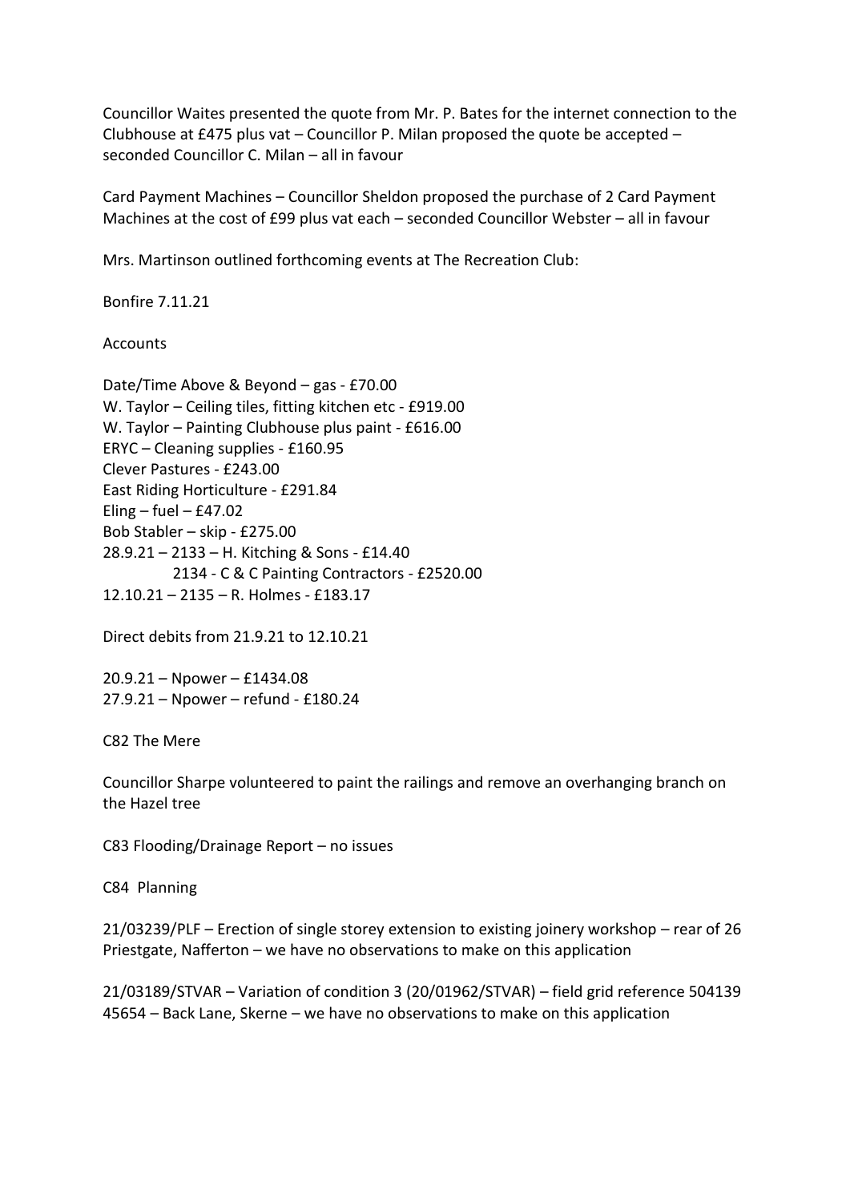Councillor Waites presented the quote from Mr. P. Bates for the internet connection to the Clubhouse at £475 plus vat – Councillor P. Milan proposed the quote be accepted – seconded Councillor C. Milan – all in favour

Card Payment Machines – Councillor Sheldon proposed the purchase of 2 Card Payment Machines at the cost of £99 plus vat each – seconded Councillor Webster – all in favour

Mrs. Martinson outlined forthcoming events at The Recreation Club:

Bonfire 7.11.21

Accounts

Date/Time Above & Beyond – gas - £70.00
W. Taylor – Ceiling tiles, fitting kitchen etc - £919.00
W. Taylor – Painting Clubhouse plus paint - £616.00
ERYC – Cleaning supplies - £160.95
Clever Pastures - £243.00
East Riding Horticulture - £291.84
Eling – fuel – £47.02
Bob Stabler – skip - £275.00
28.9.21 – 2133 – H. Kitching & Sons - £14.40
2134 - C & C Painting Contractors - £2520.00
12.10.21 – 2135 – R. Holmes - £183.17

Direct debits from 21.9.21 to 12.10.21

20.9.21 – Npower – £1434.08
27.9.21 – Npower – refund - £180.24

C82 The Mere

Councillor Sharpe volunteered to paint the railings and remove an overhanging branch on the Hazel tree

C83 Flooding/Drainage Report – no issues

C84 Planning

21/03239/PLF – Erection of single storey extension to existing joinery workshop – rear of 26 Priestgate, Nafferton – we have no observations to make on this application

21/03189/STVAR – Variation of condition 3 (20/01962/STVAR) – field grid reference 504139 45654 – Back Lane, Skerne – we have no observations to make on this application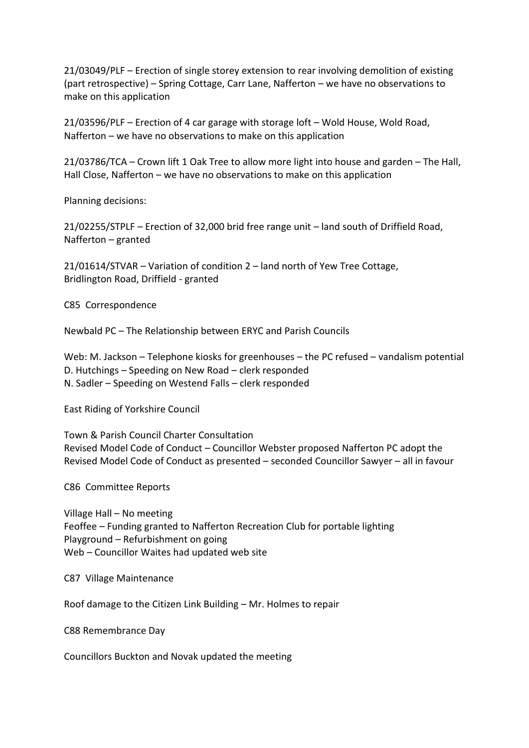21/03049/PLF – Erection of single storey extension to rear involving demolition of existing (part retrospective) – Spring Cottage, Carr Lane, Nafferton – we have no observations to make on this application

21/03596/PLF – Erection of 4 car garage with storage loft – Wold House, Wold Road, Nafferton – we have no observations to make on this application

21/03786/TCA – Crown lift 1 Oak Tree to allow more light into house and garden – The Hall, Hall Close, Nafferton – we have no observations to make on this application

Planning decisions:

21/02255/STPLF – Erection of 32,000 brid free range unit – land south of Driffield Road, Nafferton – granted

21/01614/STVAR – Variation of condition 2 – land north of Yew Tree Cottage, Bridlington Road, Driffield - granted

C85 Correspondence

Newbald PC – The Relationship between ERYC and Parish Councils

Web: M. Jackson – Telephone kiosks for greenhouses – the PC refused – vandalism potential
D. Hutchings – Speeding on New Road – clerk responded
N. Sadler – Speeding on Westend Falls – clerk responded

East Riding of Yorkshire Council

Town & Parish Council Charter Consultation
Revised Model Code of Conduct – Councillor Webster proposed Nafferton PC adopt the Revised Model Code of Conduct as presented – seconded Councillor Sawyer – all in favour

C86 Committee Reports

Village Hall – No meeting
Feoffee – Funding granted to Nafferton Recreation Club for portable lighting
Playground – Refurbishment on going
Web – Councillor Waites had updated web site

C87 Village Maintenance

Roof damage to the Citizen Link Building – Mr. Holmes to repair

C88 Remembrance Day

Councillors Buckton and Novak updated the meeting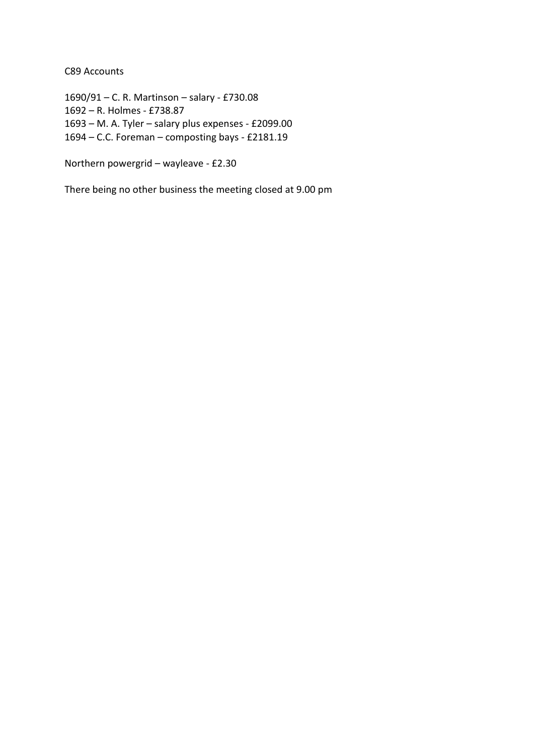C89 Accounts

1690/91 – C. R. Martinson – salary - £730.08
1692 – R. Holmes - £738.87
1693 – M. A. Tyler – salary plus expenses - £2099.00
1694 – C.C. Foreman – composting bays - £2181.19

Northern powergrid – wayleave - £2.30

There being no other business the meeting closed at 9.00 pm